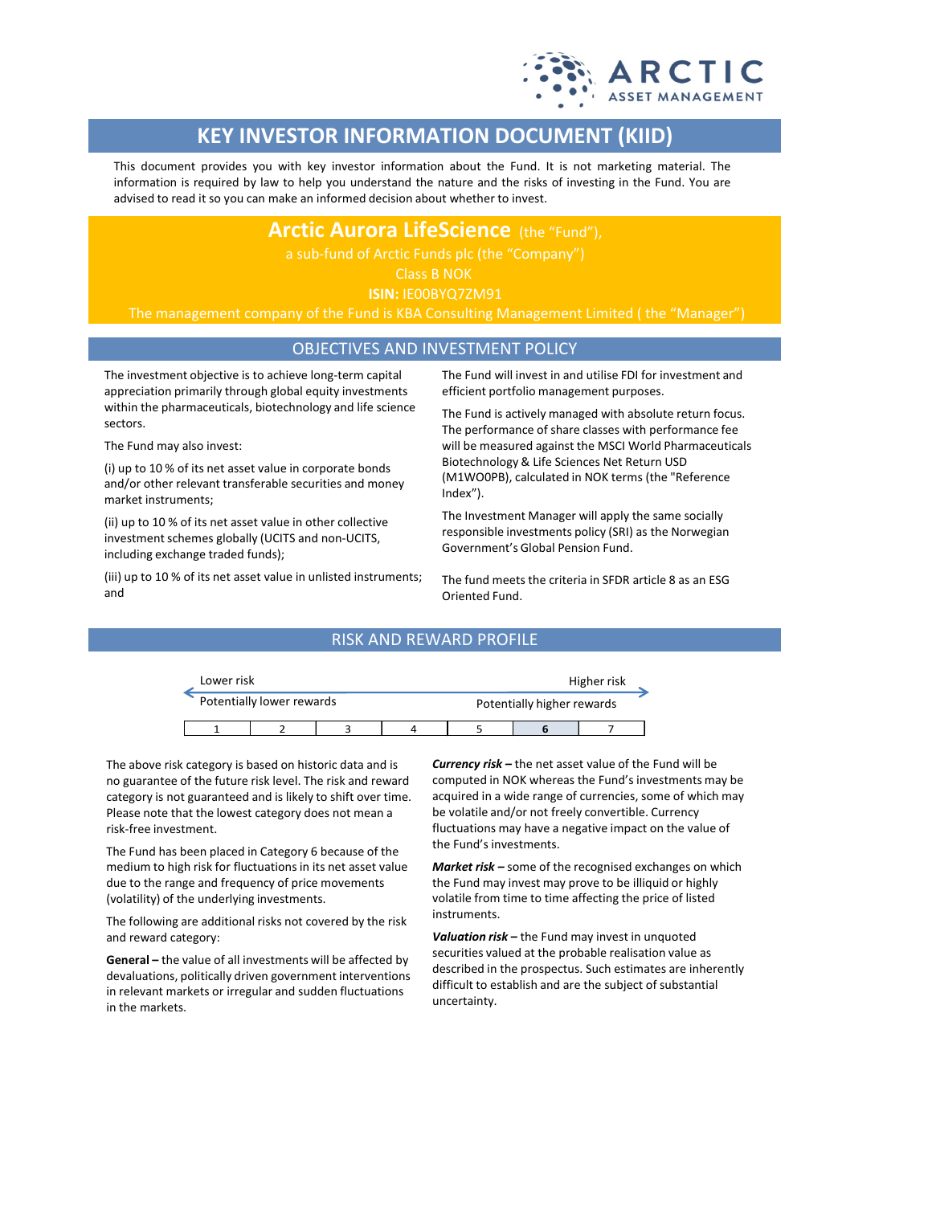# KEY INVESTOR INFORMATION DOCUMENT (KIID)

This document provides you with key investor information about the Fund. It is not marketing material. The information is required by law to help you understand the nature and the risks of investing in the Fund. You are advised to read it so you can make an informed decision about whether to invest.

**Arctic Aurora LifeScience** (the "Fund"),

a sub-fund of Arctic Funds plc (the "Company")

Class B NOK

**ISIN:** IE00BYQ7ZM91

The management company of the Fund is KBA Consulting Management Limited ( the "Manager")

## OBJECTIVES AND INVESTMENT POLICY

The investment objective is to achieve long-term capital appreciation primarily through global equity investments within the pharmaceuticals, biotechnology and life science sectors.

The Fund may also invest:

(i) up to 10 % of its net asset value in corporate bonds and/or other relevant transferable securities and money market instruments;

(ii) up to 10 % of its net asset value in other collective investment schemes globally (UCITS and non-UCITS, including exchange traded funds);

(iii) up to 10 % of its net asset value in unlisted instruments; and

The Fund will invest in and utilise FDI for investment and efficient portfolio management purposes.

The Fund is actively managed with absolute return focus. The performance of share classes with performance fee will be measured against the MSCI World Pharmaceuticals Biotechnology & Life Sciences Net Return USD (M1WO0PB), calculated in NOK terms (the "Reference Index").

The Investment Manager will apply the same socially responsible investments policy (SRI) as the Norwegian Government's Global Pension Fund.

The fund meets the criteria in SFDR article 8 as an ESG Oriented Fund.

## RISK AND REWARD PROFILE

Lower risk — Higher risk

Potentially lower rewards — Potentially higher rewards

| 1 | 2 | 3 | 4 | 5 | **6** | 7 |
|---|---|---|---|---|---|---|

The above risk category is based on historic data and is no guarantee of the future risk level. The risk and reward category is not guaranteed and is likely to shift over time. Please note that the lowest category does not mean a risk-free investment.

The Fund has been placed in Category 6 because of the medium to high risk for fluctuations in its net asset value due to the range and frequency of price movements (volatility) of the underlying investments.

The following are additional risks not covered by the risk and reward category:

**General –** the value of all investments will be affected by devaluations, politically driven government interventions in relevant markets or irregular and sudden fluctuations in the markets.

***Currency risk –*** the net asset value of the Fund will be computed in NOK whereas the Fund's investments may be acquired in a wide range of currencies, some of which may be volatile and/or not freely convertible. Currency fluctuations may have a negative impact on the value of the Fund's investments.

***Market risk –*** some of the recognised exchanges on which the Fund may invest may prove to be illiquid or highly volatile from time to time affecting the price of listed instruments.

***Valuation risk –*** the Fund may invest in unquoted securities valued at the probable realisation value as described in the prospectus. Such estimates are inherently difficult to establish and are the subject of substantial uncertainty.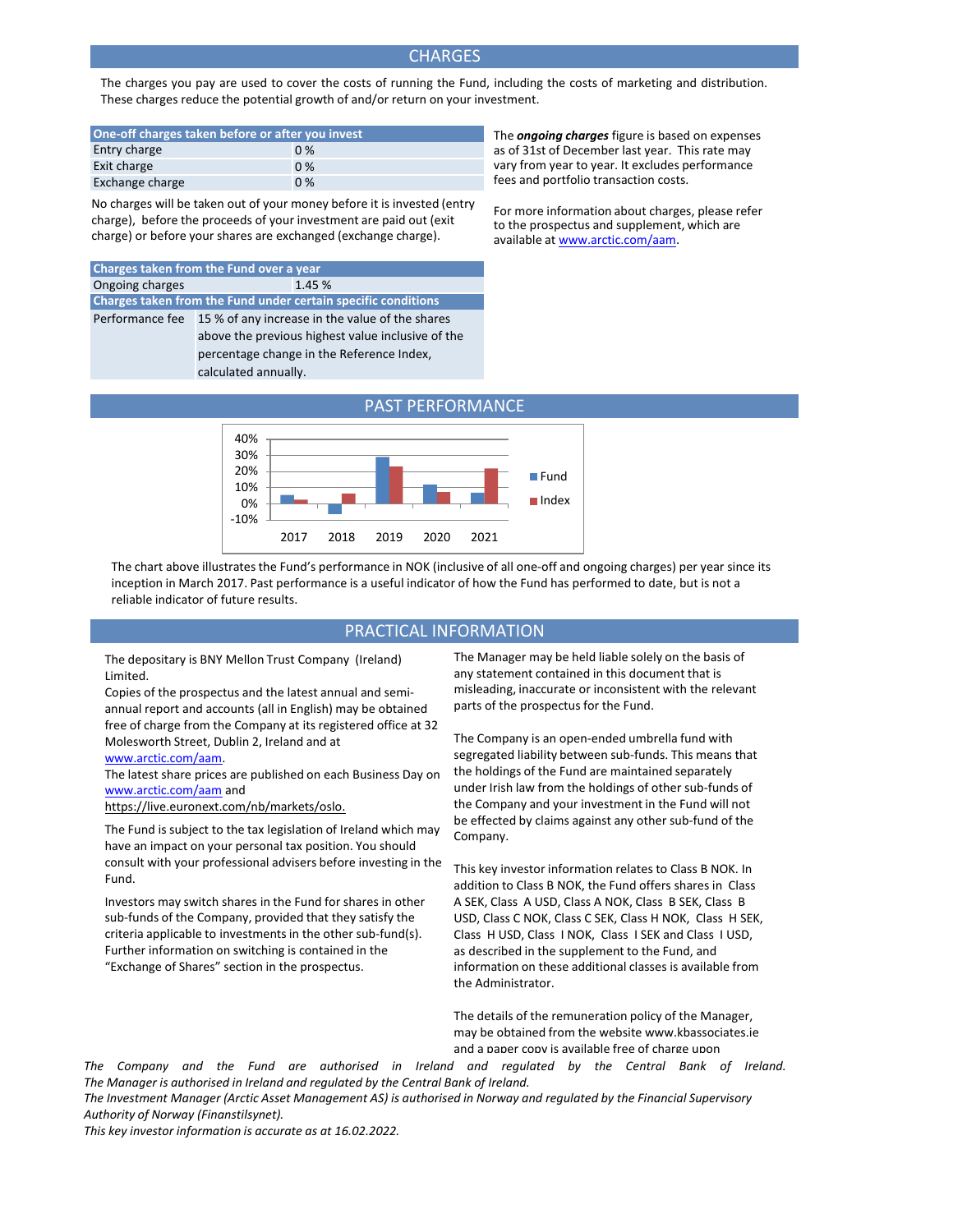## CHARGES

The charges you pay are used to cover the costs of running the Fund, including the costs of marketing and distribution. These charges reduce the potential growth of and/or return on your investment.

| One-off charges taken before or after you invest | |
|---|---|
| Entry charge | 0 % |
| Exit charge | 0 % |
| Exchange charge | 0 % |

No charges will be taken out of your money before it is invested (entry charge), before the proceeds of your investment are paid out (exit charge) or before your shares are exchanged (exchange charge).

| Charges taken from the Fund over a year | |
|---|---|
| Ongoing charges | 1.45 % |
| **Charges taken from the Fund under certain specific conditions** | |
| Performance fee | 15 % of any increase in the value of the shares above the previous highest value inclusive of the percentage change in the Reference Index, calculated annually. |

The ***ongoing charges*** figure is based on expenses as of 31st of December last year. This rate may vary from year to year. It excludes performance fees and portfolio transaction costs.

For more information about charges, please refer to the prospectus and supplement, which are available at www.arctic.com/aam.

## PAST PERFORMANCE

40%
30%
20%
10%
0%
-10%
2017 2018 2019 2020 2021
Fund
Index

The chart above illustrates the Fund's performance in NOK (inclusive of all one-off and ongoing charges) per year since its inception in March 2017. Past performance is a useful indicator of how the Fund has performed to date, but is not a reliable indicator of future results.

## PRACTICAL INFORMATION

The depositary is BNY Mellon Trust Company (Ireland) Limited.

Copies of the prospectus and the latest annual and semi-annual report and accounts (all in English) may be obtained free of charge from the Company at its registered office at 32 Molesworth Street, Dublin 2, Ireland and at www.arctic.com/aam.

The latest share prices are published on each Business Day on www.arctic.com/aam and https://live.euronext.com/nb/markets/oslo.

The Fund is subject to the tax legislation of Ireland which may have an impact on your personal tax position. You should consult with your professional advisers before investing in the Fund.

Investors may switch shares in the Fund for shares in other sub-funds of the Company, provided that they satisfy the criteria applicable to investments in the other sub-fund(s). Further information on switching is contained in the "Exchange of Shares" section in the prospectus.

The Manager may be held liable solely on the basis of any statement contained in this document that is misleading, inaccurate or inconsistent with the relevant parts of the prospectus for the Fund.

The Company is an open-ended umbrella fund with segregated liability between sub-funds. This means that the holdings of the Fund are maintained separately under Irish law from the holdings of other sub-funds of the Company and your investment in the Fund will not be effected by claims against any other sub-fund of the Company.

This key investor information relates to Class B NOK. In addition to Class B NOK, the Fund offers shares in Class A SEK, Class A USD, Class A NOK, Class B SEK, Class B USD, Class C NOK, Class C SEK, Class H NOK, Class H SEK, Class H USD, Class I NOK, Class I SEK and Class I USD, as described in the supplement to the Fund, and information on these additional classes is available from the Administrator.

The details of the remuneration policy of the Manager, may be obtained from the website www.kbassociates.ie and a paper copy is available free of charge upon

*The Company and the Fund are authorised in Ireland and regulated by the Central Bank of Ireland.*
*The Manager is authorised in Ireland and regulated by the Central Bank of Ireland.*
*The Investment Manager (Arctic Asset Management AS) is authorised in Norway and regulated by the Financial Supervisory Authority of Norway (Finanstilsynet).*
*This key investor information is accurate as at 16.02.2022.*